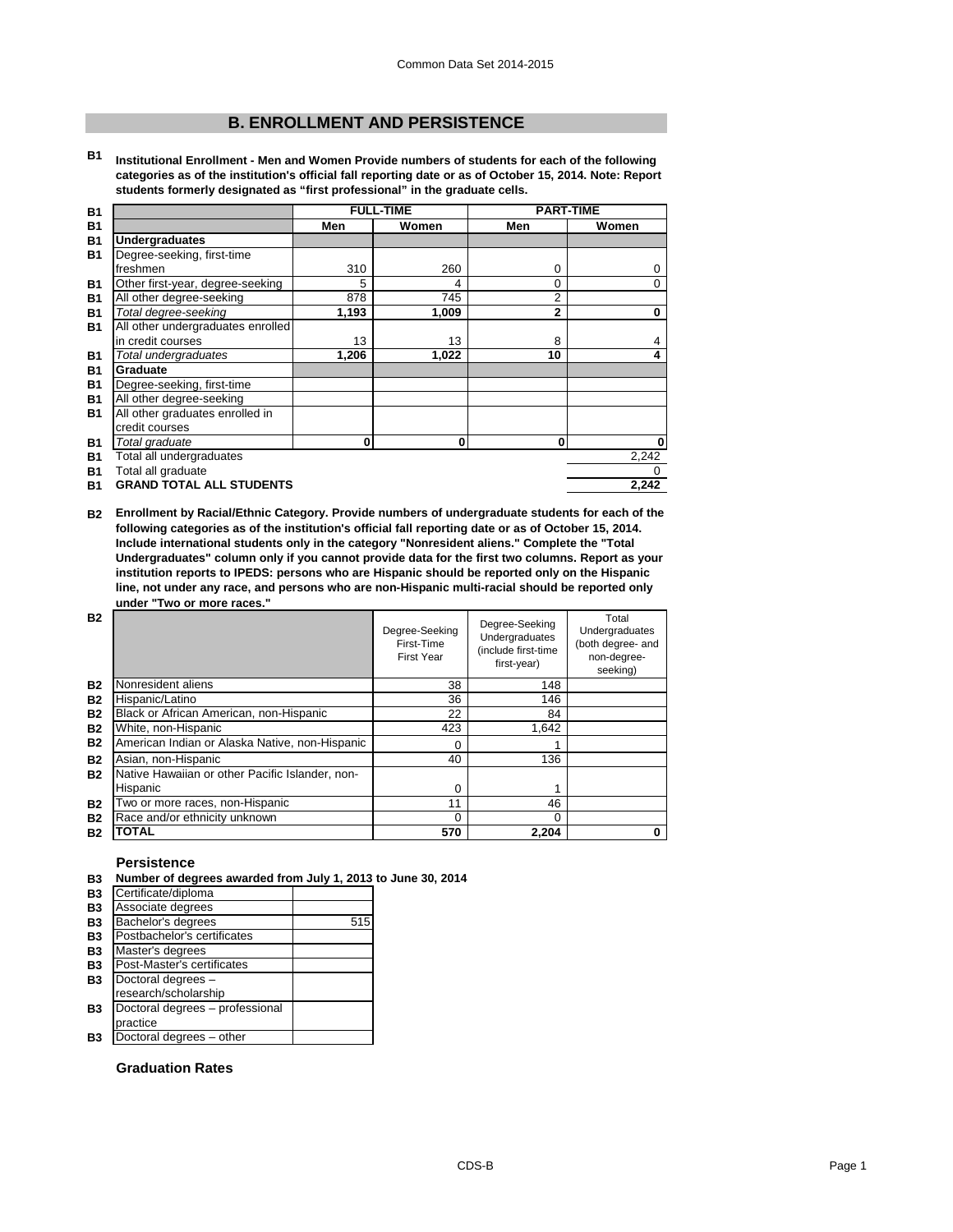## B. ENROLLMENT AND PERSISTENCE

**B1 Institutional Enrollment - Men and Women Provide numbers of students for each of the following categories as of the institution's official fall reporting date or as of October 15, 2014. Note: Report students formerly designated as "first professional" in the graduate cells.**

| | | FULL-TIME | | PART-TIME | |
|---|---|---|---|---|---|
| | | Men | Women | Men | Women |
| B1 | **Undergraduates** | | | | |
| B1 | Degree-seeking, first-time freshmen | 310 | 260 | 0 | 0 |
| B1 | Other first-year, degree-seeking | 5 | 4 | 0 | 0 |
| B1 | All other degree-seeking | 878 | 745 | 2 | |
| B1 | *Total degree-seeking* | **1,193** | **1,009** | **2** | **0** |
| B1 | All other undergraduates enrolled in credit courses | 13 | 13 | 8 | 4 |
| B1 | *Total undergraduates* | **1,206** | **1,022** | **10** | **4** |
| B1 | **Graduate** | | | | |
| B1 | Degree-seeking, first-time | | | | |
| B1 | All other degree-seeking | | | | |
| B1 | All other graduates enrolled in credit courses | | | | |
| B1 | *Total graduate* | **0** | **0** | **0** | **0** |
| B1 | Total all undergraduates | | | | 2,242 |
| B1 | Total all graduate | | | | 0 |
| B1 | **GRAND TOTAL ALL STUDENTS** | | | | **2,242** |

**B2 Enrollment by Racial/Ethnic Category. Provide numbers of undergraduate students for each of the following categories as of the institution's official fall reporting date or as of October 15, 2014. Include international students only in the category "Nonresident aliens." Complete the "Total Undergraduates" column only if you cannot provide data for the first two columns. Report as your institution reports to IPEDS: persons who are Hispanic should be reported only on the Hispanic line, not under any race, and persons who are non-Hispanic multi-racial should be reported only under "Two or more races."**

| | | Degree-Seeking First-Time First Year | Degree-Seeking Undergraduates (include first-time first-year) | Total Undergraduates (both degree- and non-degree-seeking) |
|---|---|---|---|---|
| B2 | Nonresident aliens | 38 | 148 | |
| B2 | Hispanic/Latino | 36 | 146 | |
| B2 | Black or African American, non-Hispanic | 22 | 84 | |
| B2 | White, non-Hispanic | 423 | 1,642 | |
| B2 | American Indian or Alaska Native, non-Hispanic | 0 | 1 | |
| B2 | Asian, non-Hispanic | 40 | 136 | |
| B2 | Native Hawaiian or other Pacific Islander, non-Hispanic | 0 | 1 | |
| B2 | Two or more races, non-Hispanic | 11 | 46 | |
| B2 | Race and/or ethnicity unknown | 0 | 0 | |
| B2 | **TOTAL** | **570** | **2,204** | **0** |

### Persistence

**B3 Number of degrees awarded from July 1, 2013 to June 30, 2014**

| | | |
|---|---|---|
| B3 | Certificate/diploma | |
| B3 | Associate degrees | |
| B3 | Bachelor's degrees | 515 |
| B3 | Postbachelor's certificates | |
| B3 | Master's degrees | |
| B3 | Post-Master's certificates | |
| B3 | Doctoral degrees – research/scholarship | |
| B3 | Doctoral degrees – professional practice | |
| B3 | Doctoral degrees – other | |

### Graduation Rates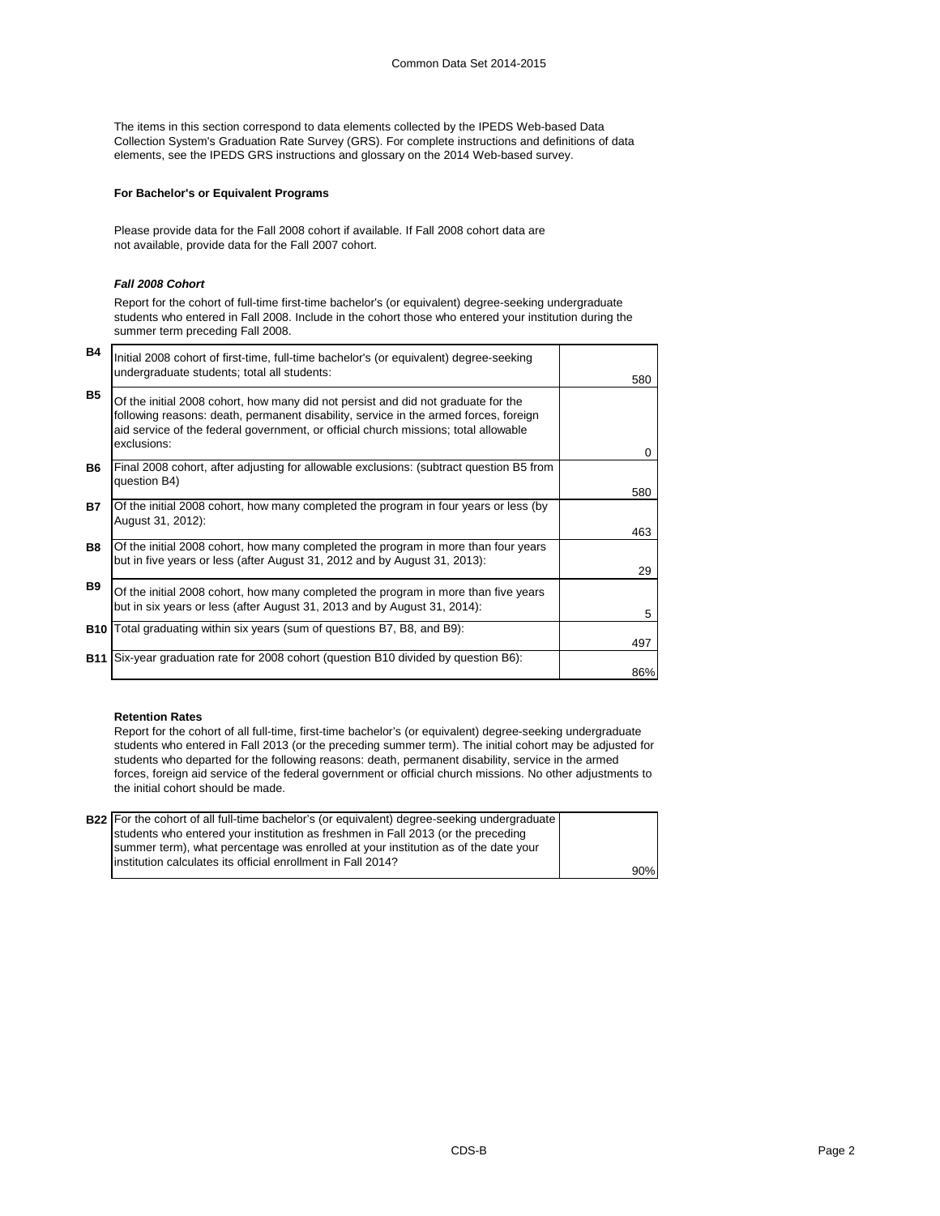The items in this section correspond to data elements collected by the IPEDS Web-based Data Collection System's Graduation Rate Survey (GRS). For complete instructions and definitions of data elements, see the IPEDS GRS instructions and glossary on the 2014 Web-based survey.

**For Bachelor's or Equivalent Programs**

Please provide data for the Fall 2008 cohort if available. If Fall 2008 cohort data are not available, provide data for the Fall 2007 cohort.

***Fall 2008 Cohort***

Report for the cohort of full-time first-time bachelor's (or equivalent) degree-seeking undergraduate students who entered in Fall 2008. Include in the cohort those who entered your institution during the summer term preceding Fall 2008.

| | | |
|---|---|---|
| B4 | Initial 2008 cohort of first-time, full-time bachelor's (or equivalent) degree-seeking undergraduate students; total all students: | 580 |
| B5 | Of the initial 2008 cohort, how many did not persist and did not graduate for the following reasons: death, permanent disability, service in the armed forces, foreign aid service of the federal government, or official church missions; total allowable exclusions: | 0 |
| B6 | Final 2008 cohort, after adjusting for allowable exclusions: (subtract question B5 from question B4) | 580 |
| B7 | Of the initial 2008 cohort, how many completed the program in four years or less (by August 31, 2012): | 463 |
| B8 | Of the initial 2008 cohort, how many completed the program in more than four years but in five years or less (after August 31, 2012 and by August 31, 2013): | 29 |
| B9 | Of the initial 2008 cohort, how many completed the program in more than five years but in six years or less (after August 31, 2013 and by August 31, 2014): | 5 |
| B10 | Total graduating within six years (sum of questions B7, B8, and B9): | 497 |
| B11 | Six-year graduation rate for 2008 cohort (question B10 divided by question B6): | 86% |

**Retention Rates**

Report for the cohort of all full-time, first-time bachelor's (or equivalent) degree-seeking undergraduate students who entered in Fall 2013 (or the preceding summer term). The initial cohort may be adjusted for students who departed for the following reasons: death, permanent disability, service in the armed forces, foreign aid service of the federal government or official church missions. No other adjustments to the initial cohort should be made.

| | | |
|---|---|---|
| B22 | For the cohort of all full-time bachelor's (or equivalent) degree-seeking undergraduate students who entered your institution as freshmen in Fall 2013 (or the preceding summer term), what percentage was enrolled at your institution as of the date your institution calculates its official enrollment in Fall 2014? | 90% |